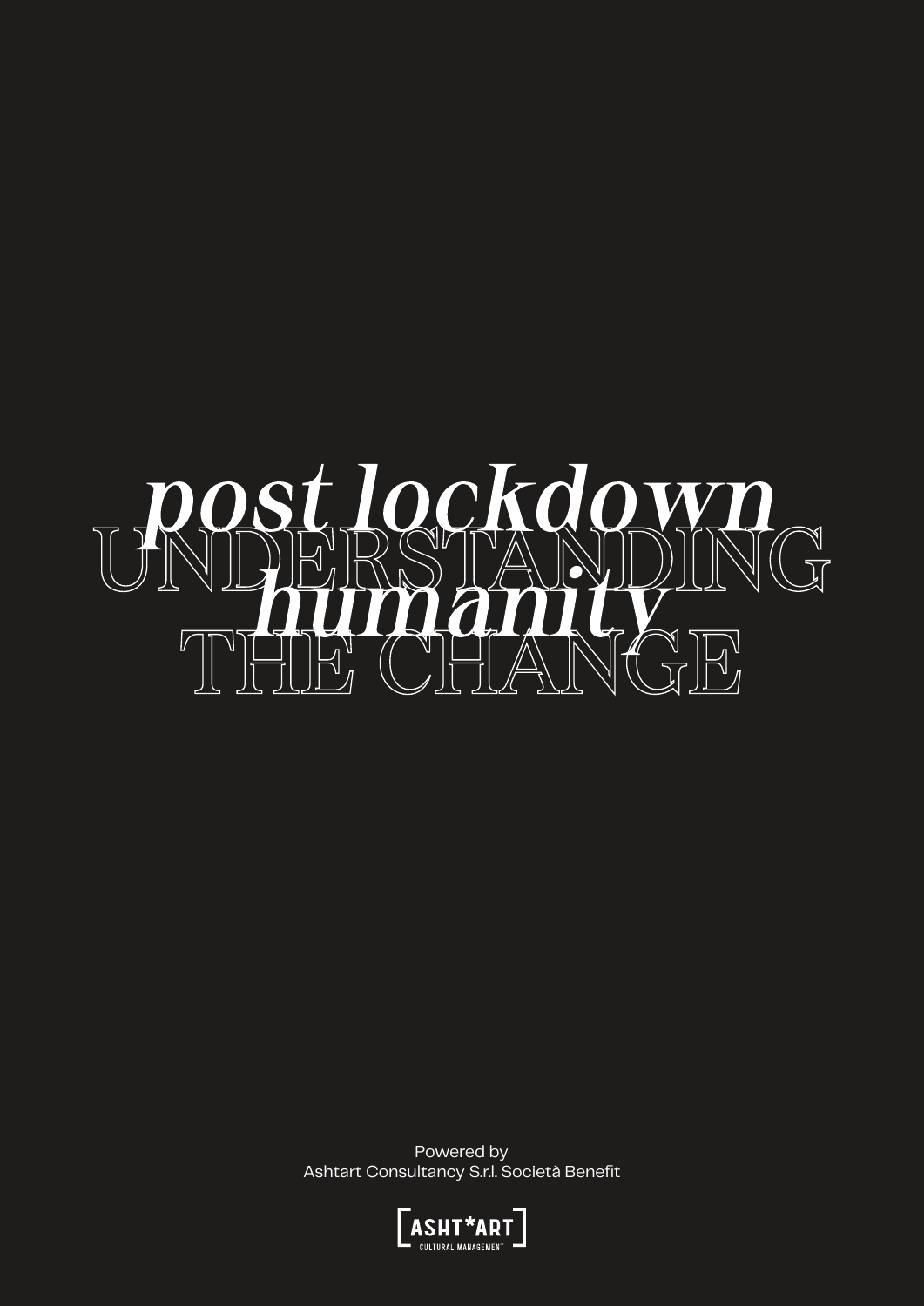# *post lockdown humanity*

# UNDERSTANDING THE CHANGE

Powered by
Ashtart Consultancy S.r.l. Società Benefit

[ASHT*ART]
CULTURAL MANAGEMENT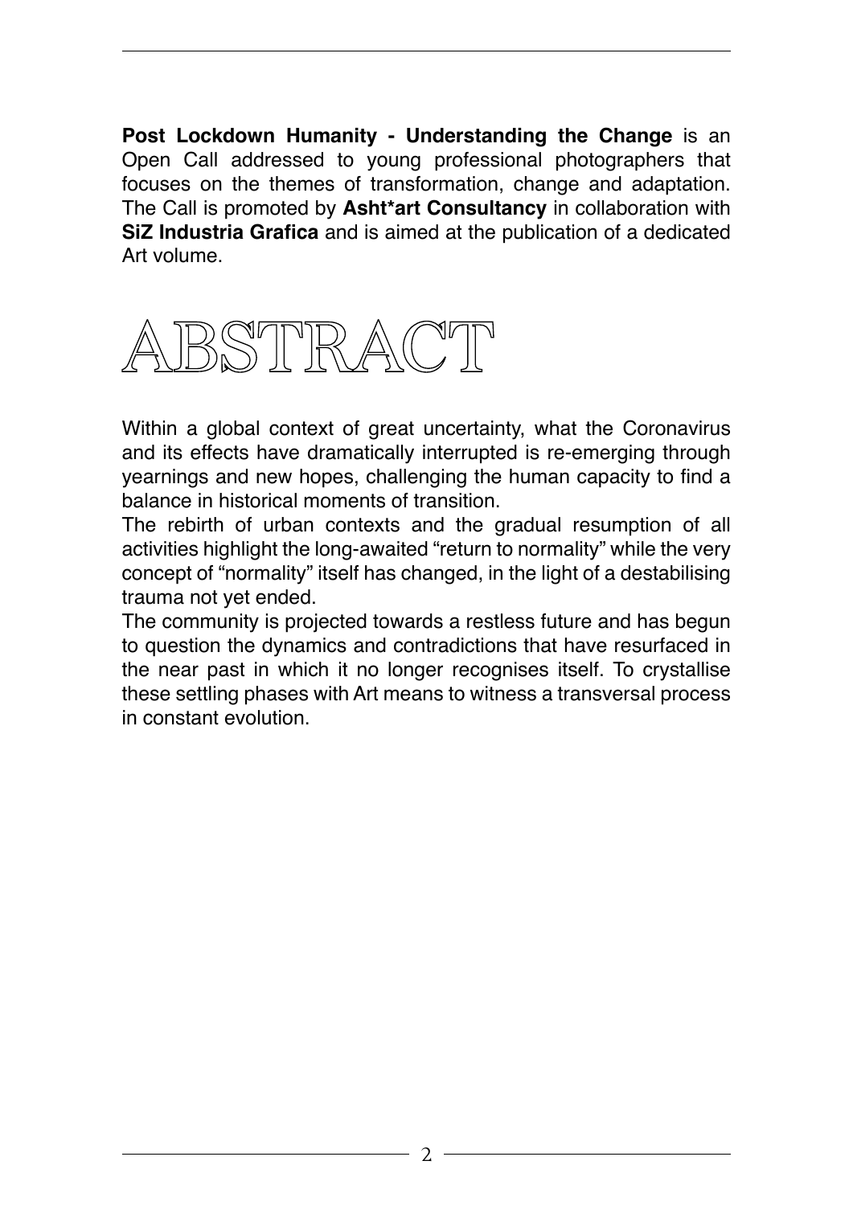**Post Lockdown Humanity - Understanding the Change** is an Open Call addressed to young professional photographers that focuses on the themes of transformation, change and adaptation. The Call is promoted by **Asht*art Consultancy** in collaboration with **SiZ Industria Grafica** and is aimed at the publication of a dedicated Art volume.

# ABSTRACT

Within a global context of great uncertainty, what the Coronavirus and its effects have dramatically interrupted is re-emerging through yearnings and new hopes, challenging the human capacity to find a balance in historical moments of transition.

The rebirth of urban contexts and the gradual resumption of all activities highlight the long-awaited "return to normality" while the very concept of "normality" itself has changed, in the light of a destabilising trauma not yet ended.

The community is projected towards a restless future and has begun to question the dynamics and contradictions that have resurfaced in the near past in which it no longer recognises itself. To crystallise these settling phases with Art means to witness a transversal process in constant evolution.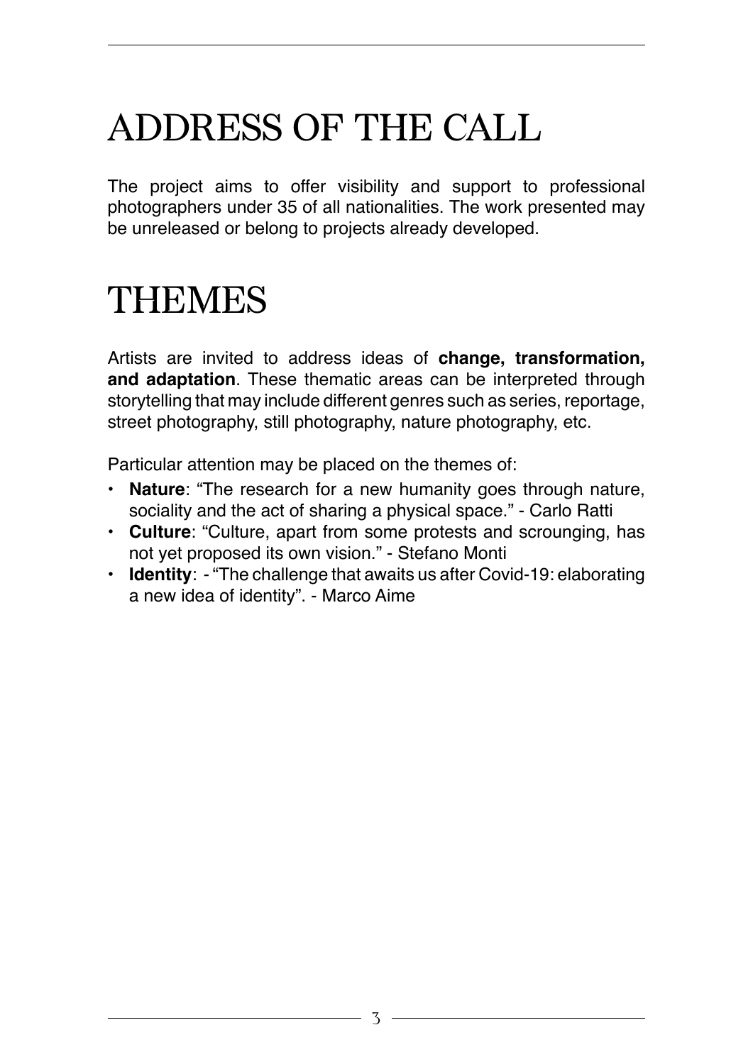# ADDRESS OF THE CALL

The project aims to offer visibility and support to professional photographers under 35 of all nationalities. The work presented may be unreleased or belong to projects already developed.

# THEMES

Artists are invited to address ideas of **change, transformation, and adaptation**. These thematic areas can be interpreted through storytelling that may include different genres such as series, reportage, street photography, still photography, nature photography, etc.

Particular attention may be placed on the themes of:

- **Nature**: "The research for a new humanity goes through nature, sociality and the act of sharing a physical space." - Carlo Ratti
- **Culture**: "Culture, apart from some protests and scrounging, has not yet proposed its own vision." - Stefano Monti
- **Identity**: - "The challenge that awaits us after Covid-19: elaborating a new idea of identity". - Marco Aime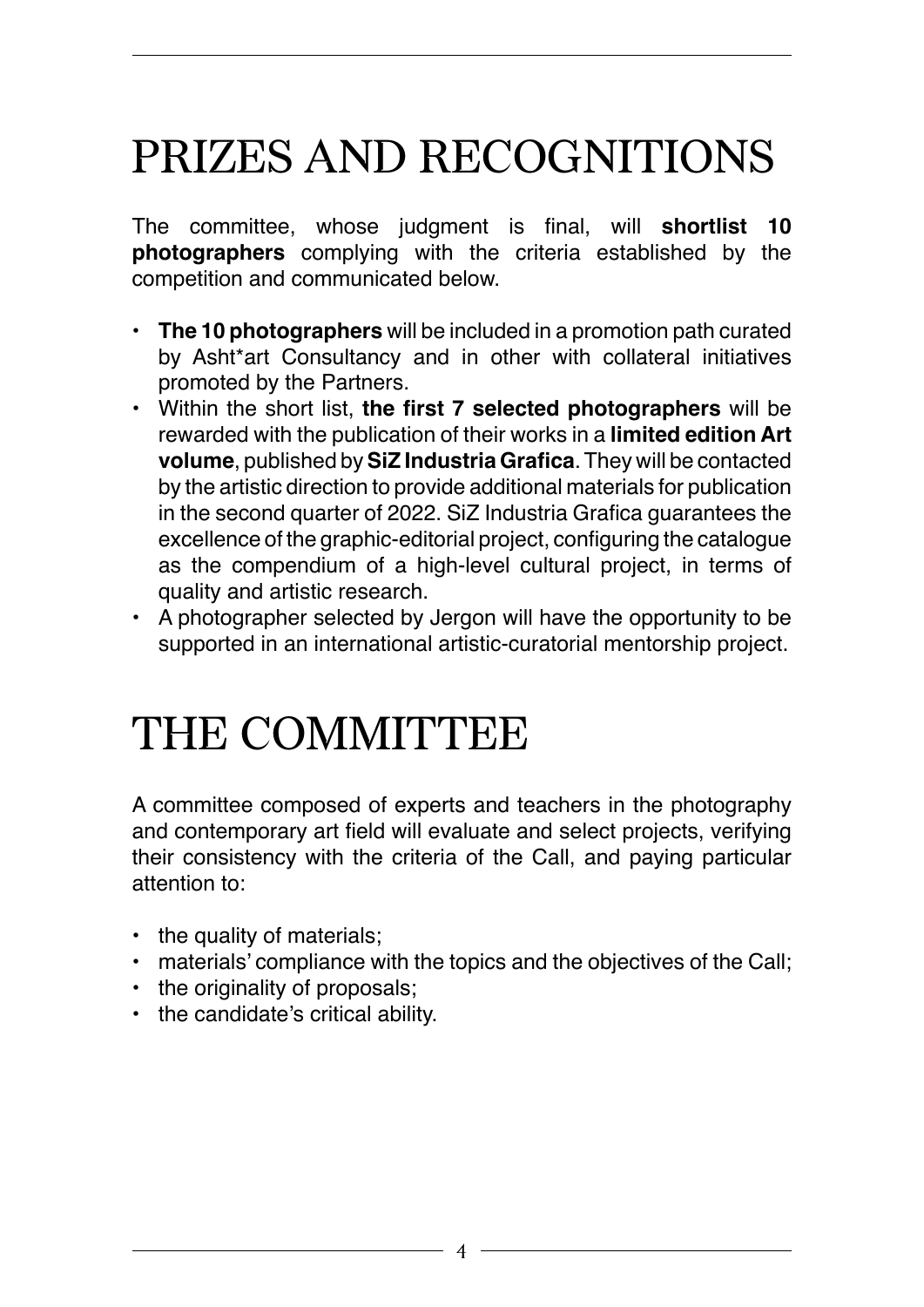# PRIZES AND RECOGNITIONS

The committee, whose judgment is final, will **shortlist 10 photographers** complying with the criteria established by the competition and communicated below.

- **The 10 photographers** will be included in a promotion path curated by Asht*art Consultancy and in other with collateral initiatives promoted by the Partners.
- Within the short list, **the first 7 selected photographers** will be rewarded with the publication of their works in a **limited edition Art volume**, published by **SiZ Industria Grafica**. They will be contacted by the artistic direction to provide additional materials for publication in the second quarter of 2022. SiZ Industria Grafica guarantees the excellence of the graphic-editorial project, configuring the catalogue as the compendium of a high-level cultural project, in terms of quality and artistic research.
- A photographer selected by Jergon will have the opportunity to be supported in an international artistic-curatorial mentorship project.

# THE COMMITTEE

A committee composed of experts and teachers in the photography and contemporary art field will evaluate and select projects, verifying their consistency with the criteria of the Call, and paying particular attention to:

- the quality of materials;
- materials' compliance with the topics and the objectives of the Call;
- the originality of proposals;
- the candidate's critical ability.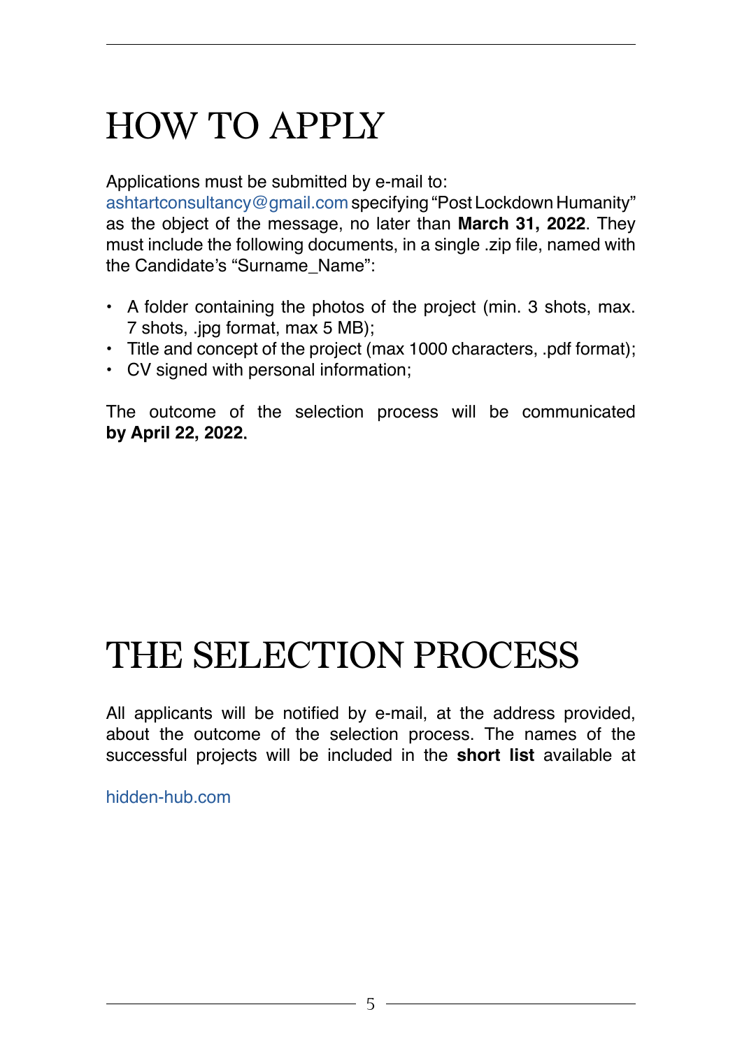# HOW TO APPLY

Applications must be submitted by e-mail to: ashtartconsultancy@gmail.com specifying "Post Lockdown Humanity" as the object of the message, no later than **March 31, 2022**. They must include the following documents, in a single .zip file, named with the Candidate's "Surname_Name":

- A folder containing the photos of the project (min. 3 shots, max. 7 shots, .jpg format, max 5 MB);
- Title and concept of the project (max 1000 characters, .pdf format);
- CV signed with personal information;

The outcome of the selection process will be communicated **by April 22, 2022.**

# THE SELECTION PROCESS

All applicants will be notified by e-mail, at the address provided, about the outcome of the selection process. The names of the successful projects will be included in the **short list** available at

hidden-hub.com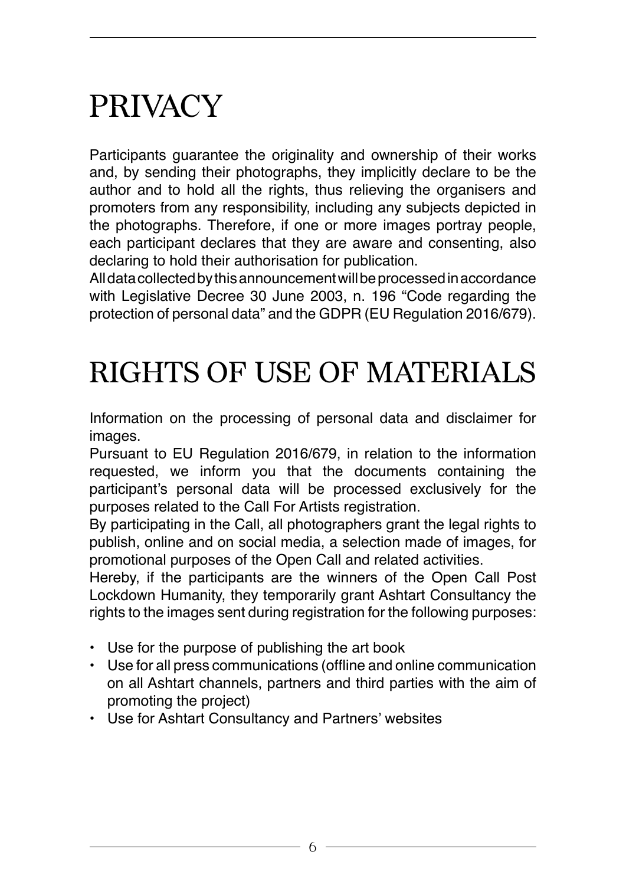# PRIVACY

Participants guarantee the originality and ownership of their works and, by sending their photographs, they implicitly declare to be the author and to hold all the rights, thus relieving the organisers and promoters from any responsibility, including any subjects depicted in the photographs. Therefore, if one or more images portray people, each participant declares that they are aware and consenting, also declaring to hold their authorisation for publication.
All data collected by this announcement will be processed in accordance with Legislative Decree 30 June 2003, n. 196 "Code regarding the protection of personal data" and the GDPR (EU Regulation 2016/679).

# RIGHTS OF USE OF MATERIALS

Information on the processing of personal data and disclaimer for images.
Pursuant to EU Regulation 2016/679, in relation to the information requested, we inform you that the documents containing the participant's personal data will be processed exclusively for the purposes related to the Call For Artists registration.
By participating in the Call, all photographers grant the legal rights to publish, online and on social media, a selection made of images, for promotional purposes of the Open Call and related activities.
Hereby, if the participants are the winners of the Open Call Post Lockdown Humanity, they temporarily grant Ashtart Consultancy the rights to the images sent during registration for the following purposes:

- Use for the purpose of publishing the art book
- Use for all press communications (offline and online communication on all Ashtart channels, partners and third parties with the aim of promoting the project)
- Use for Ashtart Consultancy and Partners' websites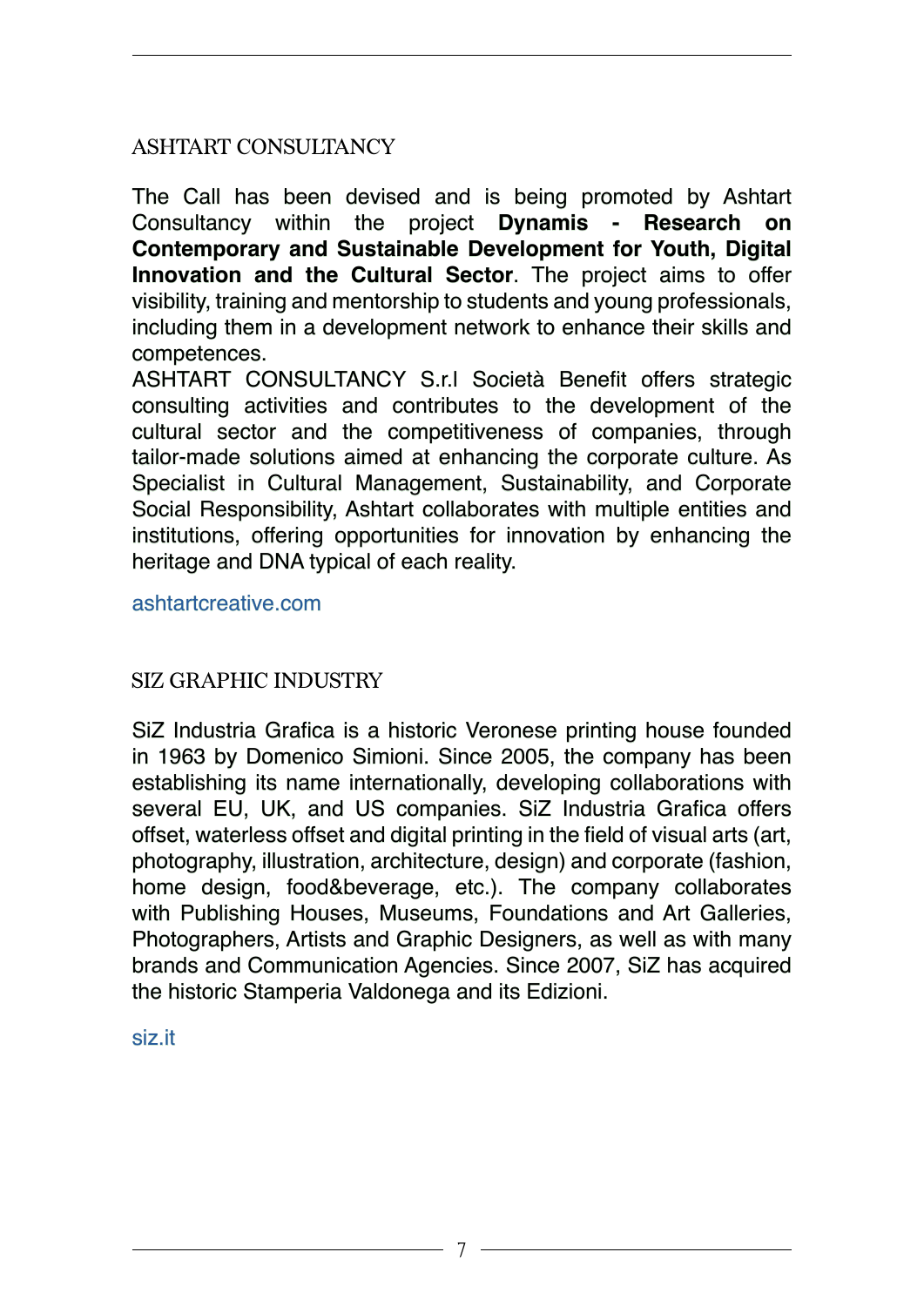## ASHTART CONSULTANCY

The Call has been devised and is being promoted by Ashtart Consultancy within the project **Dynamis - Research on Contemporary and Sustainable Development for Youth, Digital Innovation and the Cultural Sector**. The project aims to offer visibility, training and mentorship to students and young professionals, including them in a development network to enhance their skills and competences.
ASHTART CONSULTANCY S.r.l Società Benefit offers strategic consulting activities and contributes to the development of the cultural sector and the competitiveness of companies, through tailor-made solutions aimed at enhancing the corporate culture. As Specialist in Cultural Management, Sustainability, and Corporate Social Responsibility, Ashtart collaborates with multiple entities and institutions, offering opportunities for innovation by enhancing the heritage and DNA typical of each reality.

ashtartcreative.com

## SIZ GRAPHIC INDUSTRY

SiZ Industria Grafica is a historic Veronese printing house founded in 1963 by Domenico Simioni. Since 2005, the company has been establishing its name internationally, developing collaborations with several EU, UK, and US companies. SiZ Industria Grafica offers offset, waterless offset and digital printing in the field of visual arts (art, photography, illustration, architecture, design) and corporate (fashion, home design, food&beverage, etc.). The company collaborates with Publishing Houses, Museums, Foundations and Art Galleries, Photographers, Artists and Graphic Designers, as well as with many brands and Communication Agencies. Since 2007, SiZ has acquired the historic Stamperia Valdonega and its Edizioni.

siz.it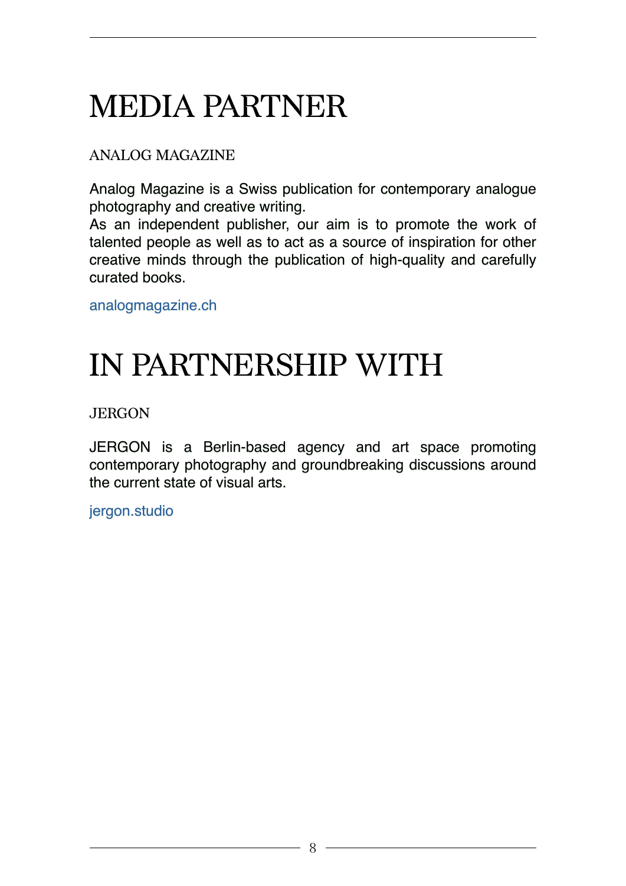# MEDIA PARTNER

ANALOG MAGAZINE

Analog Magazine is a Swiss publication for contemporary analogue photography and creative writing.
As an independent publisher, our aim is to promote the work of talented people as well as to act as a source of inspiration for other creative minds through the publication of high-quality and carefully curated books.

analogmagazine.ch

# IN PARTNERSHIP WITH

JERGON

JERGON is a Berlin-based agency and art space promoting contemporary photography and groundbreaking discussions around the current state of visual arts.

jergon.studio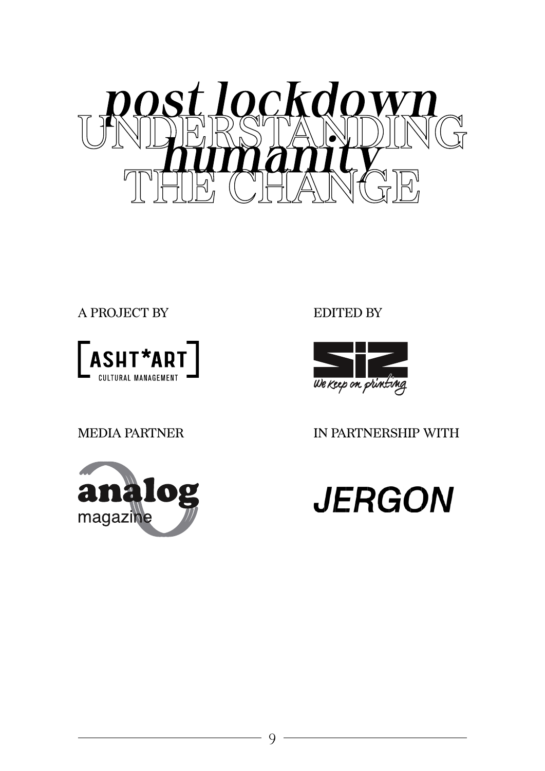# *post lockdown* UNDERSTANDING *humanity* THE CHANGE

A PROJECT BY

ASHT*ART
CULTURAL MANAGEMENT

EDITED BY

SiZ
We keep on printing

MEDIA PARTNER

analog
magazine

IN PARTNERSHIP WITH

JERGON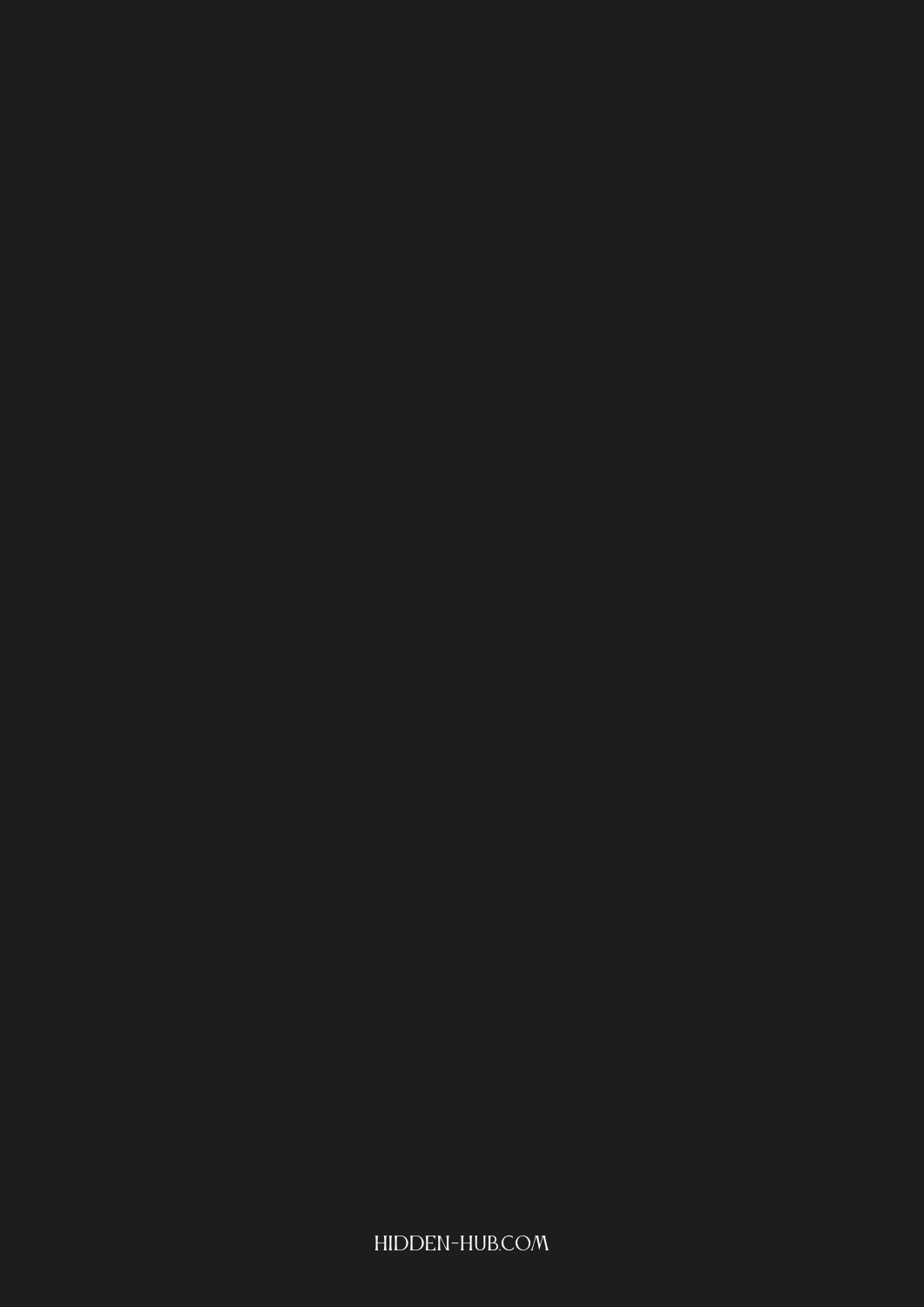HIDDEN-HUB.COM